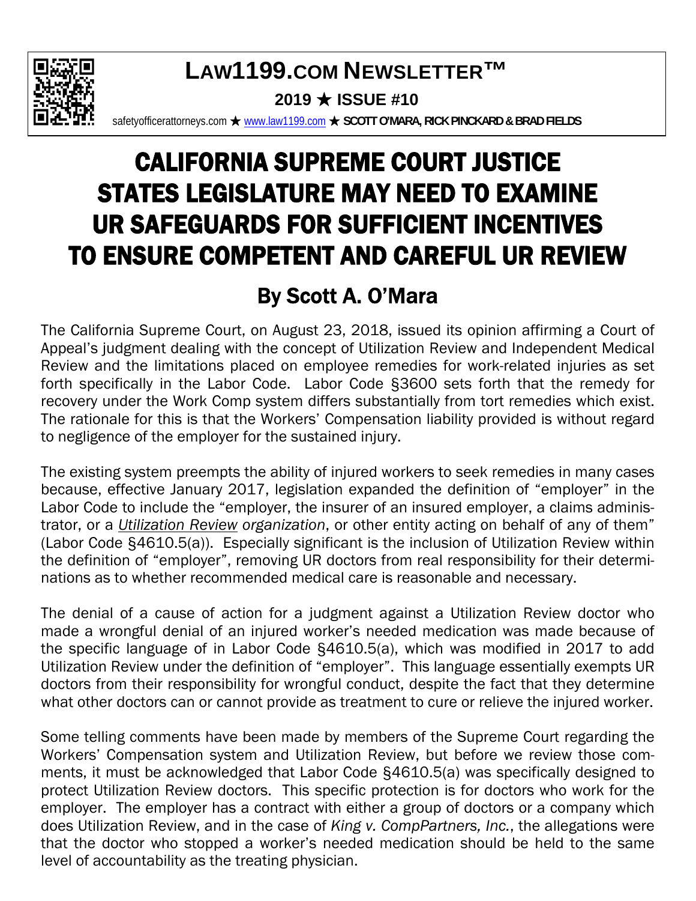# LAW1199.COM NEWSLETTER™

**2019 ★ ISSUE #10**

safetyofficerattorneys.com ★ www.law1199.com ★ **SCOTT O'MARA, RICK PINCKARD & BRAD FIELDS**

# CALIFORNIA SUPREME COURT JUSTICE STATES LEGISLATURE MAY NEED TO EXAMINE UR SAFEGUARDS FOR SUFFICIENT INCENTIVES TO ENSURE COMPETENT AND CAREFUL UR REVIEW

## By Scott A. O'Mara

The California Supreme Court, on August 23, 2018, issued its opinion affirming a Court of Appeal's judgment dealing with the concept of Utilization Review and Independent Medical Review and the limitations placed on employee remedies for work-related injuries as set forth specifically in the Labor Code. Labor Code §3600 sets forth that the remedy for recovery under the Work Comp system differs substantially from tort remedies which exist. The rationale for this is that the Workers' Compensation liability provided is without regard to negligence of the employer for the sustained injury.

The existing system preempts the ability of injured workers to seek remedies in many cases because, effective January 2017, legislation expanded the definition of "employer" in the Labor Code to include the "employer, the insurer of an insured employer, a claims administrator, or a *Utilization Review organization*, or other entity acting on behalf of any of them" (Labor Code §4610.5(a)). Especially significant is the inclusion of Utilization Review within the definition of "employer", removing UR doctors from real responsibility for their determinations as to whether recommended medical care is reasonable and necessary.

The denial of a cause of action for a judgment against a Utilization Review doctor who made a wrongful denial of an injured worker's needed medication was made because of the specific language of in Labor Code §4610.5(a), which was modified in 2017 to add Utilization Review under the definition of "employer". This language essentially exempts UR doctors from their responsibility for wrongful conduct, despite the fact that they determine what other doctors can or cannot provide as treatment to cure or relieve the injured worker.

Some telling comments have been made by members of the Supreme Court regarding the Workers' Compensation system and Utilization Review, but before we review those comments, it must be acknowledged that Labor Code §4610.5(a) was specifically designed to protect Utilization Review doctors. This specific protection is for doctors who work for the employer. The employer has a contract with either a group of doctors or a company which does Utilization Review, and in the case of *King v. CompPartners, Inc.*, the allegations were that the doctor who stopped a worker's needed medication should be held to the same level of accountability as the treating physician.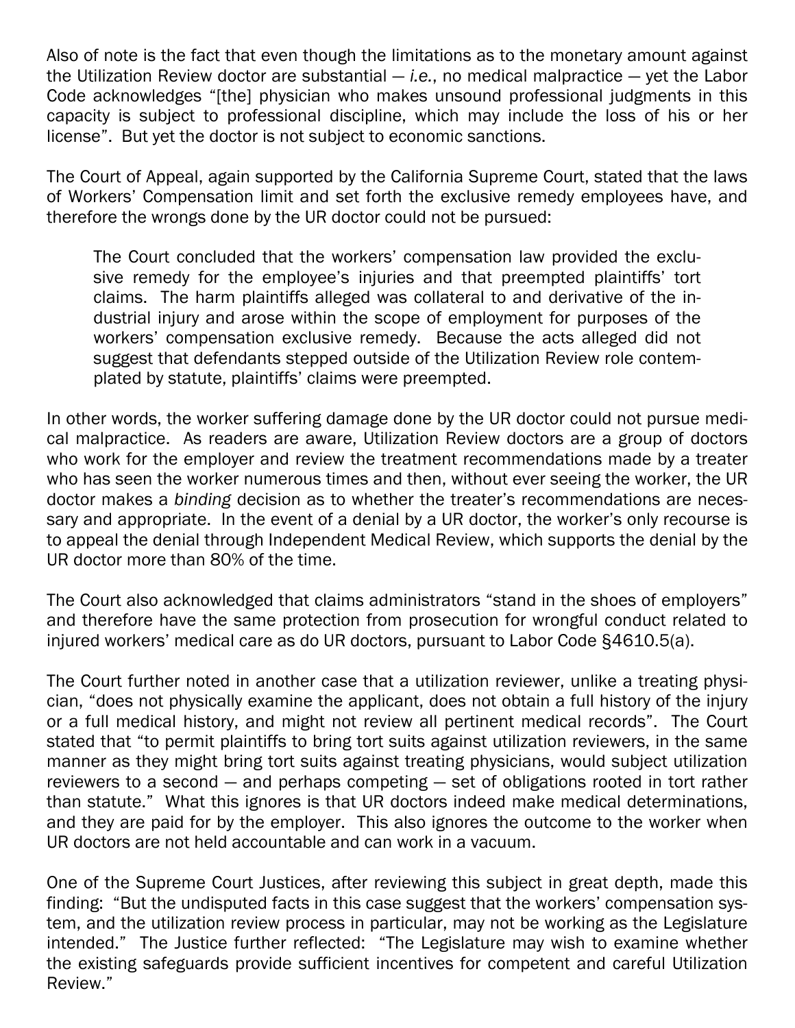Also of note is the fact that even though the limitations as to the monetary amount against the Utilization Review doctor are substantial — *i.e.*, no medical malpractice — yet the Labor Code acknowledges "[the] physician who makes unsound professional judgments in this capacity is subject to professional discipline, which may include the loss of his or her license". But yet the doctor is not subject to economic sanctions.

The Court of Appeal, again supported by the California Supreme Court, stated that the laws of Workers' Compensation limit and set forth the exclusive remedy employees have, and therefore the wrongs done by the UR doctor could not be pursued:

> The Court concluded that the workers' compensation law provided the exclusive remedy for the employee's injuries and that preempted plaintiffs' tort claims. The harm plaintiffs alleged was collateral to and derivative of the industrial injury and arose within the scope of employment for purposes of the workers' compensation exclusive remedy. Because the acts alleged did not suggest that defendants stepped outside of the Utilization Review role contemplated by statute, plaintiffs' claims were preempted.

In other words, the worker suffering damage done by the UR doctor could not pursue medical malpractice. As readers are aware, Utilization Review doctors are a group of doctors who work for the employer and review the treatment recommendations made by a treater who has seen the worker numerous times and then, without ever seeing the worker, the UR doctor makes a *binding* decision as to whether the treater's recommendations are necessary and appropriate. In the event of a denial by a UR doctor, the worker's only recourse is to appeal the denial through Independent Medical Review, which supports the denial by the UR doctor more than 80% of the time.

The Court also acknowledged that claims administrators "stand in the shoes of employers" and therefore have the same protection from prosecution for wrongful conduct related to injured workers' medical care as do UR doctors, pursuant to Labor Code §4610.5(a).

The Court further noted in another case that a utilization reviewer, unlike a treating physician, "does not physically examine the applicant, does not obtain a full history of the injury or a full medical history, and might not review all pertinent medical records". The Court stated that "to permit plaintiffs to bring tort suits against utilization reviewers, in the same manner as they might bring tort suits against treating physicians, would subject utilization reviewers to a second — and perhaps competing — set of obligations rooted in tort rather than statute." What this ignores is that UR doctors indeed make medical determinations, and they are paid for by the employer. This also ignores the outcome to the worker when UR doctors are not held accountable and can work in a vacuum.

One of the Supreme Court Justices, after reviewing this subject in great depth, made this finding: "But the undisputed facts in this case suggest that the workers' compensation system, and the utilization review process in particular, may not be working as the Legislature intended." The Justice further reflected: "The Legislature may wish to examine whether the existing safeguards provide sufficient incentives for competent and careful Utilization Review."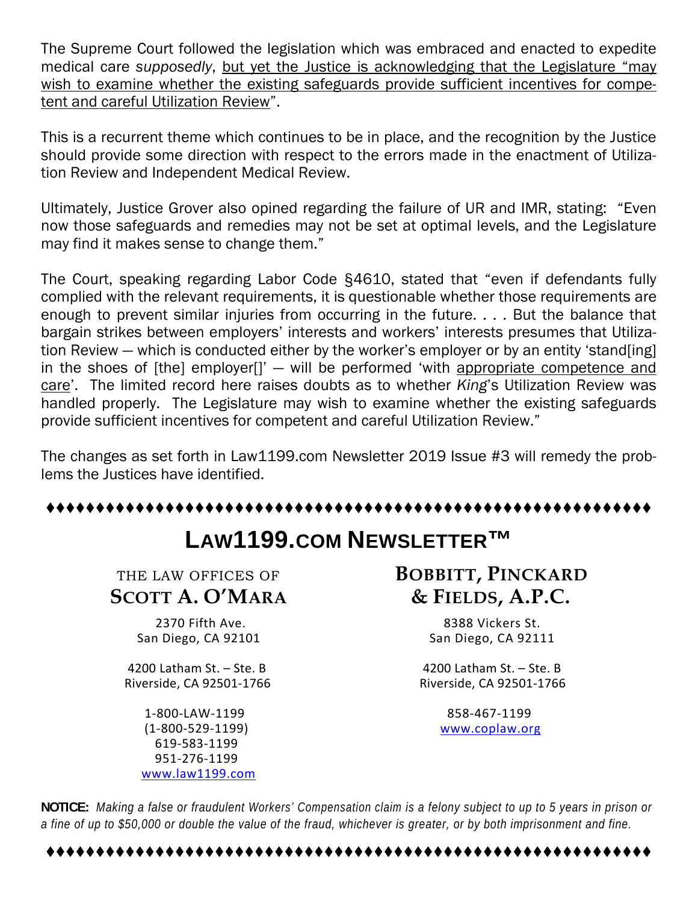The Supreme Court followed the legislation which was embraced and enacted to expedite medical care *supposedly*, <u>but yet the Justice is acknowledging that the Legislature "may wish to examine whether the existing safeguards provide sufficient incentives for competent and careful Utilization Review</u>".

This is a recurrent theme which continues to be in place, and the recognition by the Justice should provide some direction with respect to the errors made in the enactment of Utilization Review and Independent Medical Review.

Ultimately, Justice Grover also opined regarding the failure of UR and IMR, stating: "Even now those safeguards and remedies may not be set at optimal levels, and the Legislature may find it makes sense to change them."

The Court, speaking regarding Labor Code §4610, stated that "even if defendants fully complied with the relevant requirements, it is questionable whether those requirements are enough to prevent similar injuries from occurring in the future. . . . But the balance that bargain strikes between employers' interests and workers' interests presumes that Utilization Review — which is conducted either by the worker's employer or by an entity 'stand[ing] in the shoes of [the] employer[]' — will be performed 'with <u>appropriate competence and care</u>'. The limited record here raises doubts as to whether *King*'s Utilization Review was handled properly. The Legislature may wish to examine whether the existing safeguards provide sufficient incentives for competent and careful Utilization Review."

The changes as set forth in Law1199.com Newsletter 2019 Issue #3 will remedy the problems the Justices have identified.

♦♦♦♦♦♦♦♦♦♦♦♦♦♦♦♦♦♦♦♦♦♦♦♦♦♦♦♦♦♦♦♦♦♦♦♦♦♦♦♦♦♦♦♦♦♦♦♦♦♦♦♦♦♦♦♦♦♦♦♦

# LAW1199.COM NEWSLETTER™

THE LAW OFFICES OF
**SCOTT A. O'MARA**

2370 Fifth Ave.
San Diego, CA 92101

4200 Latham St. – Ste. B
Riverside, CA 92501-1766

1-800-LAW-1199
(1-800-529-1199)
619-583-1199
951-276-1199
www.law1199.com

**BOBBITT, PINCKARD & FIELDS, A.P.C.**

8388 Vickers St.
San Diego, CA 92111

4200 Latham St. – Ste. B
Riverside, CA 92501-1766

858-467-1199
www.coplaw.org

**NOTICE:** *Making a false or fraudulent Workers' Compensation claim is a felony subject to up to 5 years in prison or a fine of up to $50,000 or double the value of the fraud, whichever is greater, or by both imprisonment and fine.*

♦♦♦♦♦♦♦♦♦♦♦♦♦♦♦♦♦♦♦♦♦♦♦♦♦♦♦♦♦♦♦♦♦♦♦♦♦♦♦♦♦♦♦♦♦♦♦♦♦♦♦♦♦♦♦♦♦♦♦♦